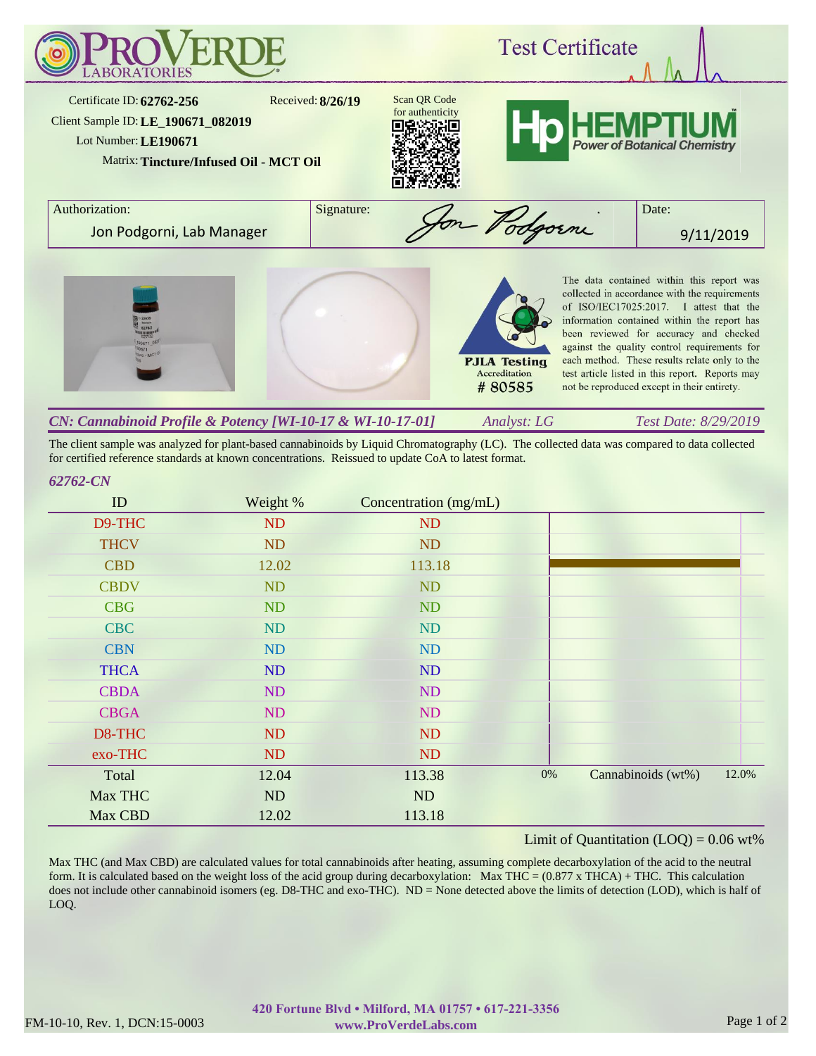# ProVerde Laboratories

## Test Certificate

Certificate ID: **62762-256**
Received: **8/26/19**
Client Sample ID: **LE_190671_082019**
Lot Number: **LE190671**
Matrix: **Tincture/Infused Oil - MCT Oil**

Scan QR Code for authenticity

**HEMPTIUM** — Power of Botanical Chemistry

| Authorization: | Signature: | Date: |
|---|---|---|
| Jon Podgorni, Lab Manager | Jon Podgorni | 9/11/2019 |

PJLA Testing Accreditation # 80585

The data contained within this report was collected in accordance with the requirements of ISO/IEC17025:2017. I attest that the information contained within the report has been reviewed for accuracy and checked against the quality control requirements for each method. These results relate only to the test article listed in this report. Reports may not be reproduced except in their entirety.

### *CN: Cannabinoid Profile & Potency [WI-10-17 & WI-10-17-01]*

*Analyst: LG* — *Test Date: 8/29/2019*

The client sample was analyzed for plant-based cannabinoids by Liquid Chromatography (LC). The collected data was compared to data collected for certified reference standards at known concentrations. Reissued to update CoA to latest format.

*62762-CN*

| ID | Weight % | Concentration (mg/mL) |
|---|---|---|
| D9-THC | ND | ND |
| THCV | ND | ND |
| CBD | 12.02 | 113.18 |
| CBDV | ND | ND |
| CBG | ND | ND |
| CBC | ND | ND |
| CBN | ND | ND |
| THCA | ND | ND |
| CBDA | ND | ND |
| CBGA | ND | ND |
| D8-THC | ND | ND |
| exo-THC | ND | ND |
| Total | 12.04 | 113.38 |
| Max THC | ND | ND |
| Max CBD | 12.02 | 113.18 |

Cannabinoids (wt%): 0% – 12.0%

Limit of Quantitation (LOQ) = 0.06 wt%

Max THC (and Max CBD) are calculated values for total cannabinoids after heating, assuming complete decarboxylation of the acid to the neutral form. It is calculated based on the weight loss of the acid group during decarboxylation: Max THC = (0.877 x THCA) + THC. This calculation does not include other cannabinoid isomers (eg. D8-THC and exo-THC). ND = None detected above the limits of detection (LOD), which is half of LOQ.

420 Fortune Blvd • Milford, MA 01757 • 617-221-3356
www.ProVerdeLabs.com

FM-10-10, Rev. 1, DCN:15-0003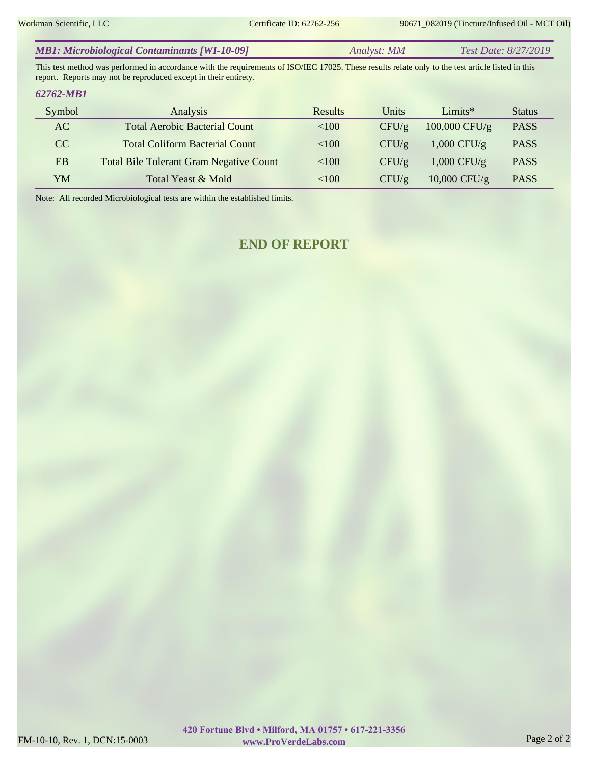**MB1: Microbiological Contaminants [WI-10-09]** *Analyst: MM* *Test Date: 8/27/2019*

This test method was performed in accordance with the requirements of ISO/IEC 17025. These results relate only to the test article listed in this report. Reports may not be reproduced except in their entirety.

***62762-MB1***

| Symbol | Analysis | Results | Units | Limits* | Status |
|---|---|---|---|---|---|
| AC | Total Aerobic Bacterial Count | <100 | CFU/g | 100,000 CFU/g | PASS |
| CC | Total Coliform Bacterial Count | <100 | CFU/g | 1,000 CFU/g | PASS |
| EB | Total Bile Tolerant Gram Negative Count | <100 | CFU/g | 1,000 CFU/g | PASS |
| YM | Total Yeast & Mold | <100 | CFU/g | 10,000 CFU/g | PASS |

Note: All recorded Microbiological tests are within the established limits.

## END OF REPORT

FM-10-10, Rev. 1, DCN:15-0003

**420 Fortune Blvd • Milford, MA 01757 • 617-221-3356**
**www.ProVerdeLabs.com**